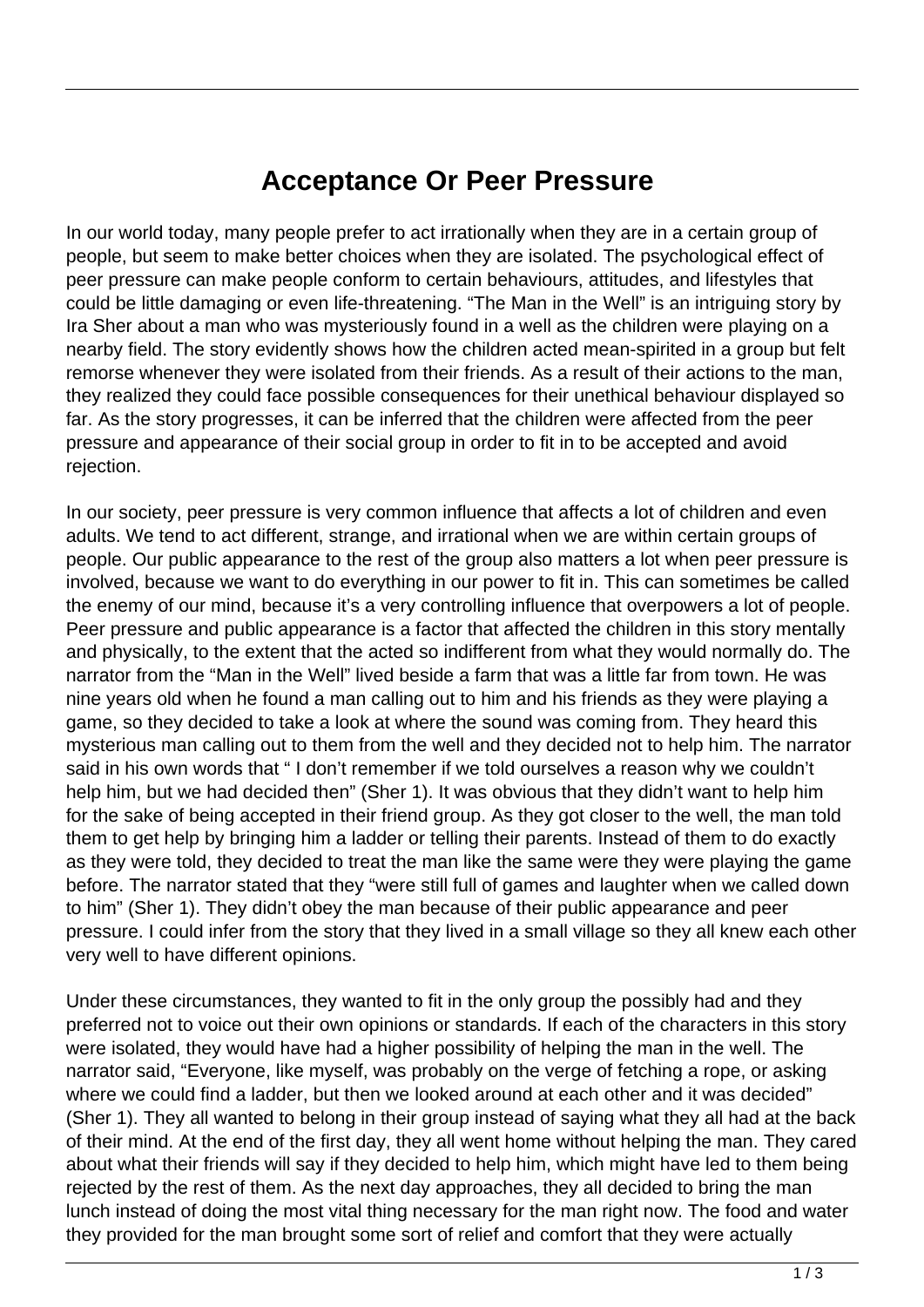# Acceptance Or Peer Pressure

In our world today, many people prefer to act irrationally when they are in a certain group of people, but seem to make better choices when they are isolated. The psychological effect of peer pressure can make people conform to certain behaviours, attitudes, and lifestyles that could be little damaging or even life-threatening. “The Man in the Well” is an intriguing story by Ira Sher about a man who was mysteriously found in a well as the children were playing on a nearby field. The story evidently shows how the children acted mean-spirited in a group but felt remorse whenever they were isolated from their friends. As a result of their actions to the man, they realized they could face possible consequences for their unethical behaviour displayed so far. As the story progresses, it can be inferred that the children were affected from the peer pressure and appearance of their social group in order to fit in to be accepted and avoid rejection.

In our society, peer pressure is very common influence that affects a lot of children and even adults. We tend to act different, strange, and irrational when we are within certain groups of people. Our public appearance to the rest of the group also matters a lot when peer pressure is involved, because we want to do everything in our power to fit in. This can sometimes be called the enemy of our mind, because it’s a very controlling influence that overpowers a lot of people. Peer pressure and public appearance is a factor that affected the children in this story mentally and physically, to the extent that the acted so indifferent from what they would normally do. The narrator from the “Man in the Well” lived beside a farm that was a little far from town. He was nine years old when he found a man calling out to him and his friends as they were playing a game, so they decided to take a look at where the sound was coming from. They heard this mysterious man calling out to them from the well and they decided not to help him. The narrator said in his own words that “ I don’t remember if we told ourselves a reason why we couldn’t help him, but we had decided then” (Sher 1). It was obvious that they didn’t want to help him for the sake of being accepted in their friend group. As they got closer to the well, the man told them to get help by bringing him a ladder or telling their parents. Instead of them to do exactly as they were told, they decided to treat the man like the same were they were playing the game before. The narrator stated that they “were still full of games and laughter when we called down to him” (Sher 1). They didn’t obey the man because of their public appearance and peer pressure. I could infer from the story that they lived in a small village so they all knew each other very well to have different opinions.

Under these circumstances, they wanted to fit in the only group the possibly had and they preferred not to voice out their own opinions or standards. If each of the characters in this story were isolated, they would have had a higher possibility of helping the man in the well. The narrator said, “Everyone, like myself, was probably on the verge of fetching a rope, or asking where we could find a ladder, but then we looked around at each other and it was decided” (Sher 1). They all wanted to belong in their group instead of saying what they all had at the back of their mind. At the end of the first day, they all went home without helping the man. They cared about what their friends will say if they decided to help him, which might have led to them being rejected by the rest of them. As the next day approaches, they all decided to bring the man lunch instead of doing the most vital thing necessary for the man right now. The food and water they provided for the man brought some sort of relief and comfort that they were actually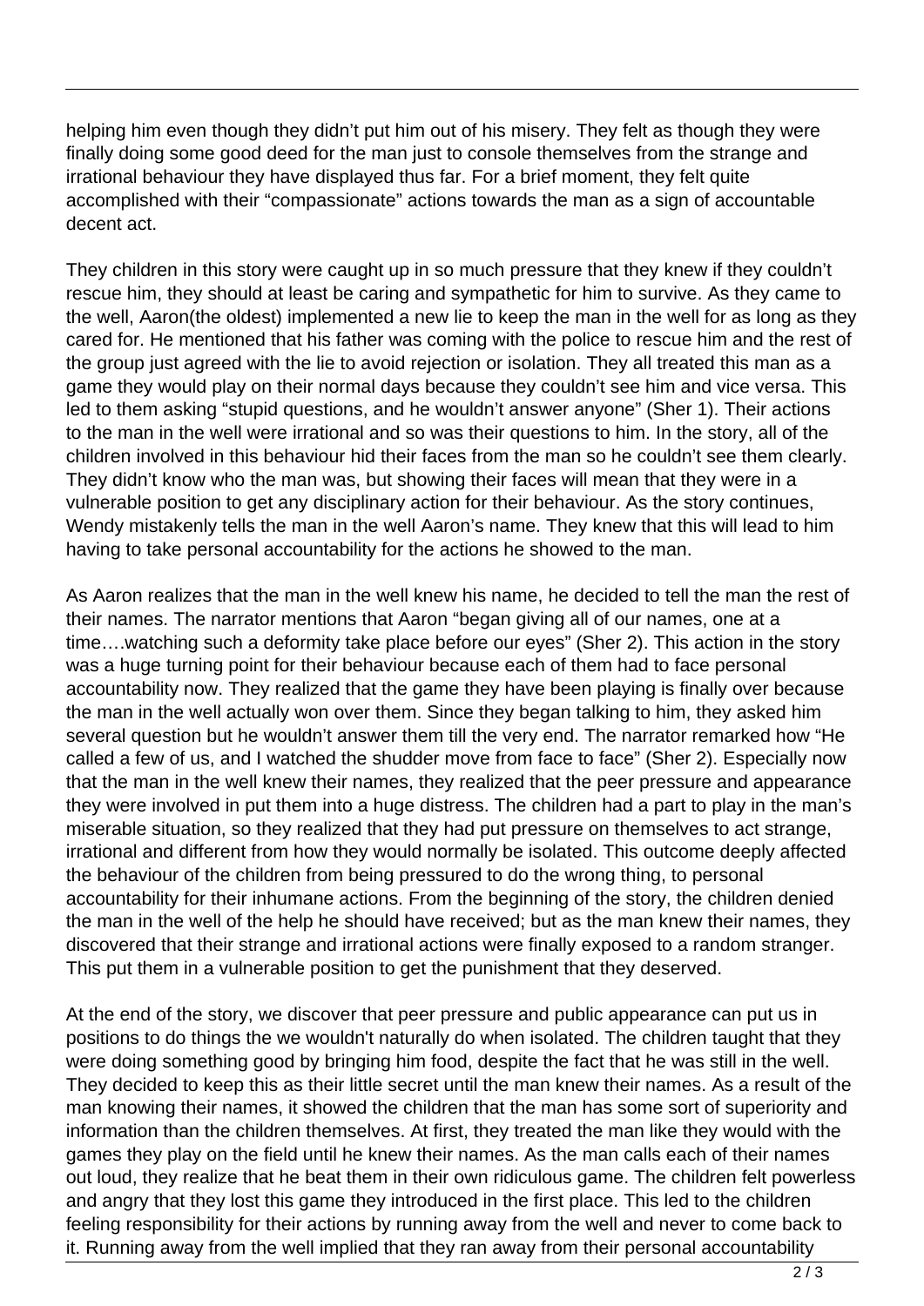helping him even though they didn't put him out of his misery. They felt as though they were finally doing some good deed for the man just to console themselves from the strange and irrational behaviour they have displayed thus far. For a brief moment, they felt quite accomplished with their "compassionate" actions towards the man as a sign of accountable decent act.

They children in this story were caught up in so much pressure that they knew if they couldn't rescue him, they should at least be caring and sympathetic for him to survive. As they came to the well, Aaron(the oldest) implemented a new lie to keep the man in the well for as long as they cared for. He mentioned that his father was coming with the police to rescue him and the rest of the group just agreed with the lie to avoid rejection or isolation. They all treated this man as a game they would play on their normal days because they couldn't see him and vice versa. This led to them asking "stupid questions, and he wouldn't answer anyone" (Sher 1). Their actions to the man in the well were irrational and so was their questions to him. In the story, all of the children involved in this behaviour hid their faces from the man so he couldn't see them clearly. They didn't know who the man was, but showing their faces will mean that they were in a vulnerable position to get any disciplinary action for their behaviour. As the story continues, Wendy mistakenly tells the man in the well Aaron's name. They knew that this will lead to him having to take personal accountability for the actions he showed to the man.

As Aaron realizes that the man in the well knew his name, he decided to tell the man the rest of their names. The narrator mentions that Aaron "began giving all of our names, one at a time….watching such a deformity take place before our eyes" (Sher 2). This action in the story was a huge turning point for their behaviour because each of them had to face personal accountability now. They realized that the game they have been playing is finally over because the man in the well actually won over them. Since they began talking to him, they asked him several question but he wouldn't answer them till the very end. The narrator remarked how "He called a few of us, and I watched the shudder move from face to face" (Sher 2). Especially now that the man in the well knew their names, they realized that the peer pressure and appearance they were involved in put them into a huge distress. The children had a part to play in the man's miserable situation, so they realized that they had put pressure on themselves to act strange, irrational and different from how they would normally be isolated. This outcome deeply affected the behaviour of the children from being pressured to do the wrong thing, to personal accountability for their inhumane actions. From the beginning of the story, the children denied the man in the well of the help he should have received; but as the man knew their names, they discovered that their strange and irrational actions were finally exposed to a random stranger. This put them in a vulnerable position to get the punishment that they deserved.

At the end of the story, we discover that peer pressure and public appearance can put us in positions to do things the we wouldn't naturally do when isolated. The children taught that they were doing something good by bringing him food, despite the fact that he was still in the well. They decided to keep this as their little secret until the man knew their names. As a result of the man knowing their names, it showed the children that the man has some sort of superiority and information than the children themselves. At first, they treated the man like they would with the games they play on the field until he knew their names. As the man calls each of their names out loud, they realize that he beat them in their own ridiculous game. The children felt powerless and angry that they lost this game they introduced in the first place. This led to the children feeling responsibility for their actions by running away from the well and never to come back to it. Running away from the well implied that they ran away from their personal accountability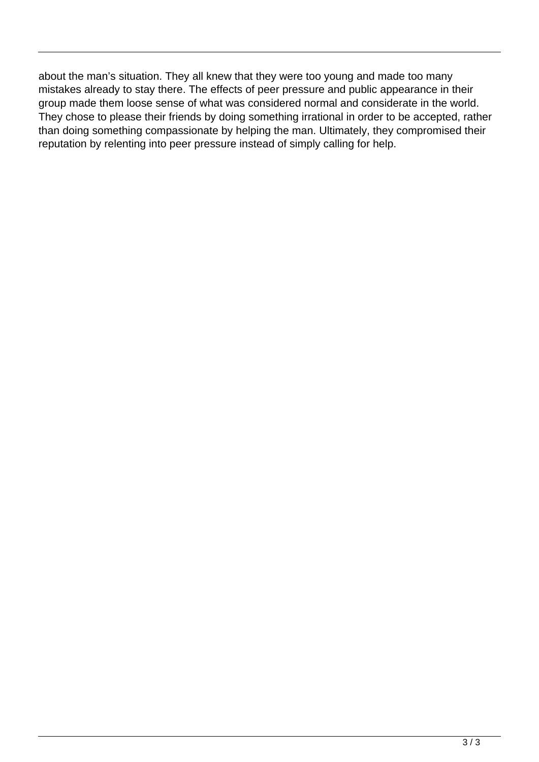about the man's situation. They all knew that they were too young and made too many mistakes already to stay there. The effects of peer pressure and public appearance in their group made them loose sense of what was considered normal and considerate in the world. They chose to please their friends by doing something irrational in order to be accepted, rather than doing something compassionate by helping the man. Ultimately, they compromised their reputation by relenting into peer pressure instead of simply calling for help.